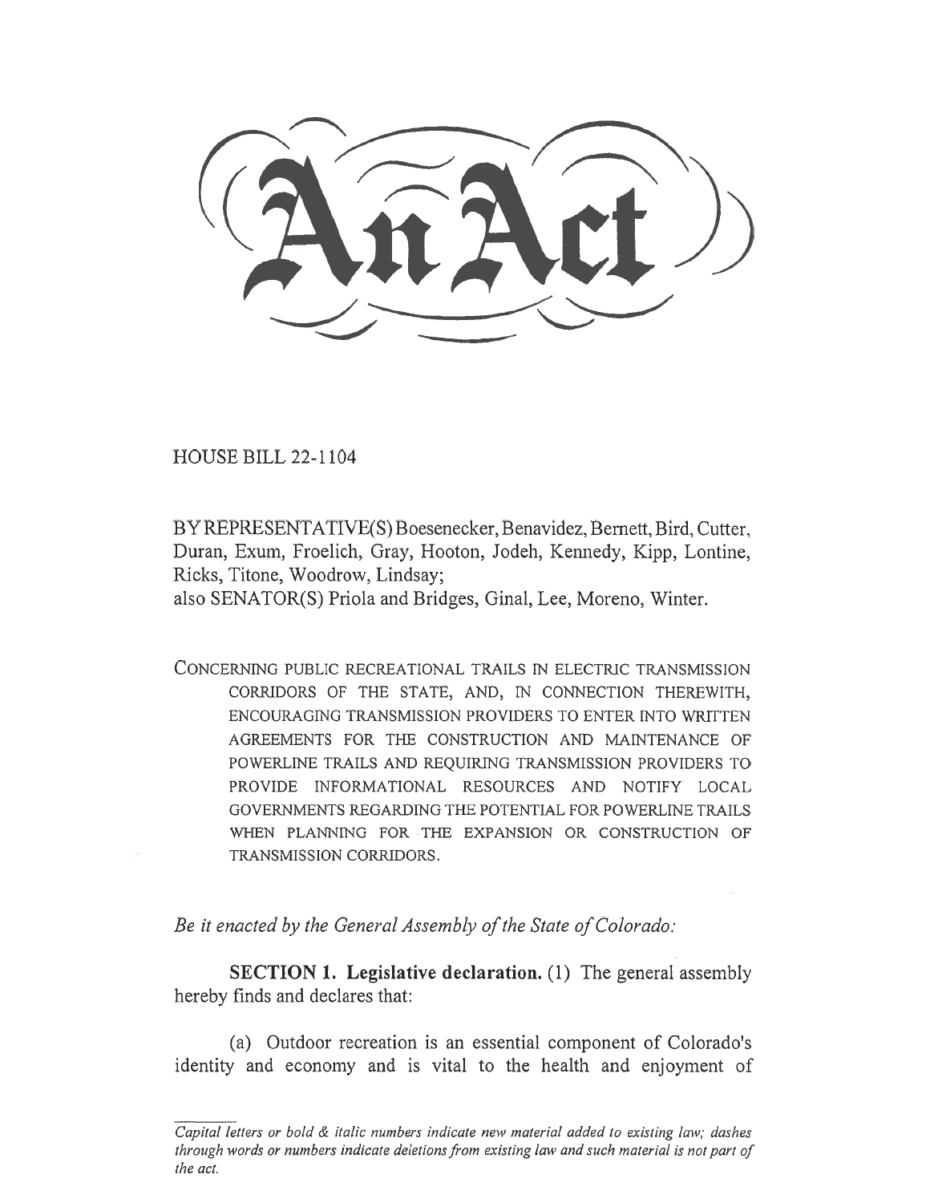# An Act

HOUSE BILL 22-1104

BY REPRESENTATIVE(S) Boesenecker, Benavidez, Bernett, Bird, Cutter, Duran, Exum, Froelich, Gray, Hooton, Jodeh, Kennedy, Kipp, Lontine, Ricks, Titone, Woodrow, Lindsay;
also SENATOR(S) Priola and Bridges, Ginal, Lee, Moreno, Winter.

CONCERNING PUBLIC RECREATIONAL TRAILS IN ELECTRIC TRANSMISSION CORRIDORS OF THE STATE, AND, IN CONNECTION THEREWITH, ENCOURAGING TRANSMISSION PROVIDERS TO ENTER INTO WRITTEN AGREEMENTS FOR THE CONSTRUCTION AND MAINTENANCE OF POWERLINE TRAILS AND REQUIRING TRANSMISSION PROVIDERS TO PROVIDE INFORMATIONAL RESOURCES AND NOTIFY LOCAL GOVERNMENTS REGARDING THE POTENTIAL FOR POWERLINE TRAILS WHEN PLANNING FOR THE EXPANSION OR CONSTRUCTION OF TRANSMISSION CORRIDORS.

*Be it enacted by the General Assembly of the State of Colorado:*

**SECTION 1. Legislative declaration.** (1) The general assembly hereby finds and declares that:

(a) Outdoor recreation is an essential component of Colorado's identity and economy and is vital to the health and enjoyment of

*Capital letters or bold & italic numbers indicate new material added to existing law; dashes through words or numbers indicate deletions from existing law and such material is not part of the act.*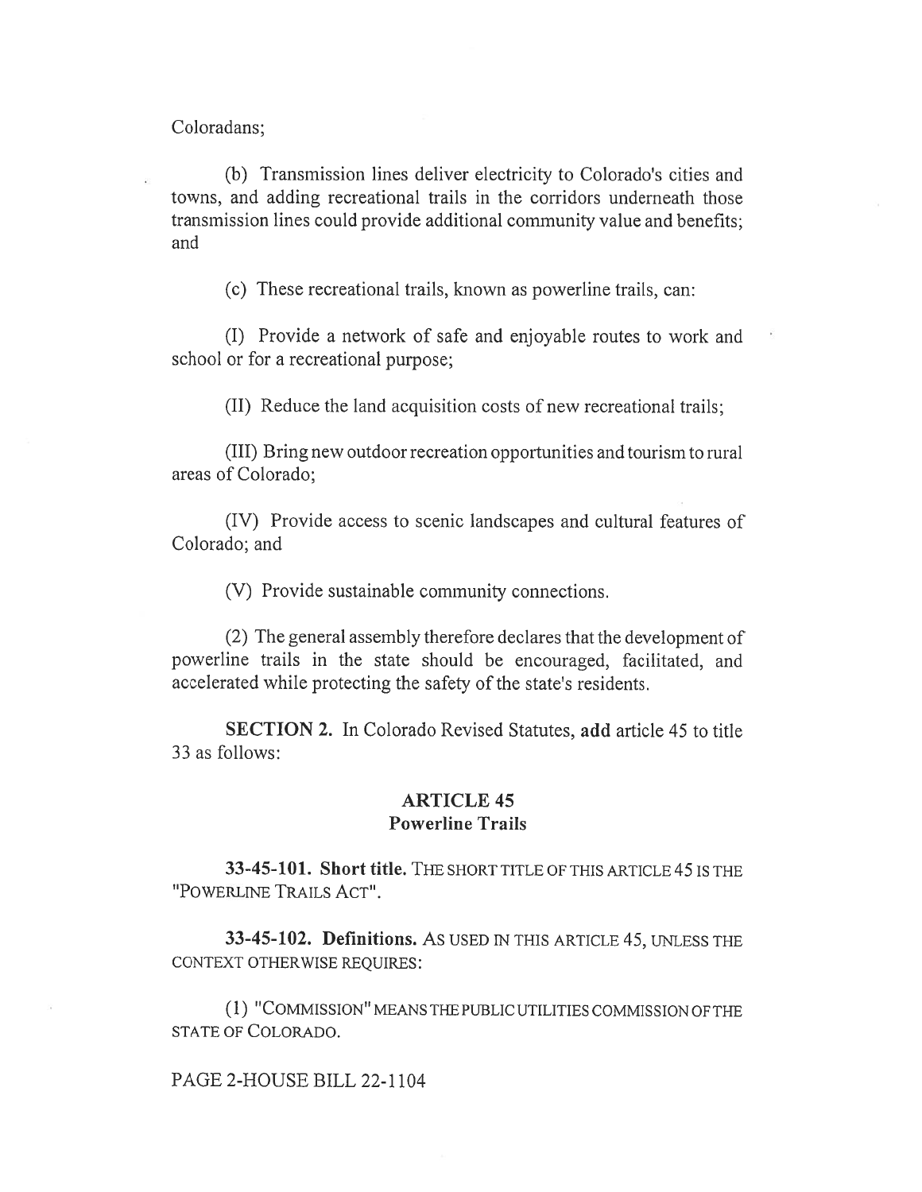Coloradans;

(b) Transmission lines deliver electricity to Colorado's cities and towns, and adding recreational trails in the corridors underneath those transmission lines could provide additional community value and benefits; and

(c) These recreational trails, known as powerline trails, can:

(I) Provide a network of safe and enjoyable routes to work and school or for a recreational purpose;

(II) Reduce the land acquisition costs of new recreational trails;

(III) Bring new outdoor recreation opportunities and tourism to rural areas of Colorado;

(IV) Provide access to scenic landscapes and cultural features of Colorado; and

(V) Provide sustainable community connections.

(2) The general assembly therefore declares that the development of powerline trails in the state should be encouraged, facilitated, and accelerated while protecting the safety of the state's residents.

**SECTION 2.** In Colorado Revised Statutes, **add** article 45 to title 33 as follows:

## ARTICLE 45
## Powerline Trails

**33-45-101. Short title.** THE SHORT TITLE OF THIS ARTICLE 45 IS THE "POWERLINE TRAILS ACT".

**33-45-102. Definitions.** AS USED IN THIS ARTICLE 45, UNLESS THE CONTEXT OTHERWISE REQUIRES:

(1) "COMMISSION" MEANS THE PUBLIC UTILITIES COMMISSION OF THE STATE OF COLORADO.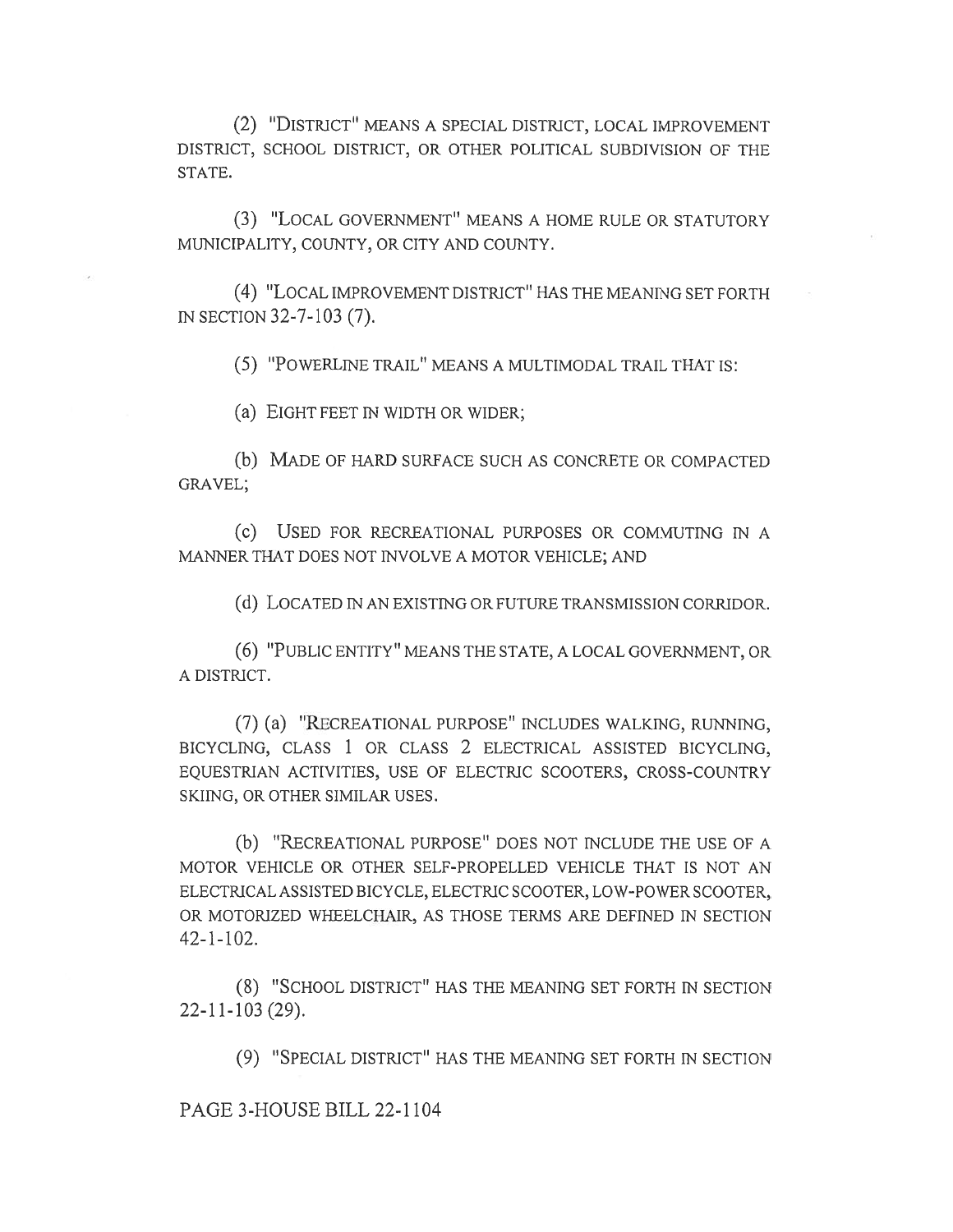(2) "DISTRICT" MEANS A SPECIAL DISTRICT, LOCAL IMPROVEMENT DISTRICT, SCHOOL DISTRICT, OR OTHER POLITICAL SUBDIVISION OF THE STATE.

(3) "LOCAL GOVERNMENT" MEANS A HOME RULE OR STATUTORY MUNICIPALITY, COUNTY, OR CITY AND COUNTY.

(4) "LOCAL IMPROVEMENT DISTRICT" HAS THE MEANING SET FORTH IN SECTION 32-7-103 (7).

(5) "POWERLINE TRAIL" MEANS A MULTIMODAL TRAIL THAT IS:

(a) EIGHT FEET IN WIDTH OR WIDER;

(b) MADE OF HARD SURFACE SUCH AS CONCRETE OR COMPACTED GRAVEL;

(c) USED FOR RECREATIONAL PURPOSES OR COMMUTING IN A MANNER THAT DOES NOT INVOLVE A MOTOR VEHICLE; AND

(d) LOCATED IN AN EXISTING OR FUTURE TRANSMISSION CORRIDOR.

(6) "PUBLIC ENTITY" MEANS THE STATE, A LOCAL GOVERNMENT, OR A DISTRICT.

(7) (a) "RECREATIONAL PURPOSE" INCLUDES WALKING, RUNNING, BICYCLING, CLASS 1 OR CLASS 2 ELECTRICAL ASSISTED BICYCLING, EQUESTRIAN ACTIVITIES, USE OF ELECTRIC SCOOTERS, CROSS-COUNTRY SKIING, OR OTHER SIMILAR USES.

(b) "RECREATIONAL PURPOSE" DOES NOT INCLUDE THE USE OF A MOTOR VEHICLE OR OTHER SELF-PROPELLED VEHICLE THAT IS NOT AN ELECTRICAL ASSISTED BICYCLE, ELECTRIC SCOOTER, LOW-POWER SCOOTER, OR MOTORIZED WHEELCHAIR, AS THOSE TERMS ARE DEFINED IN SECTION 42-1-102.

(8) "SCHOOL DISTRICT" HAS THE MEANING SET FORTH IN SECTION 22-11-103 (29).

(9) "SPECIAL DISTRICT" HAS THE MEANING SET FORTH IN SECTION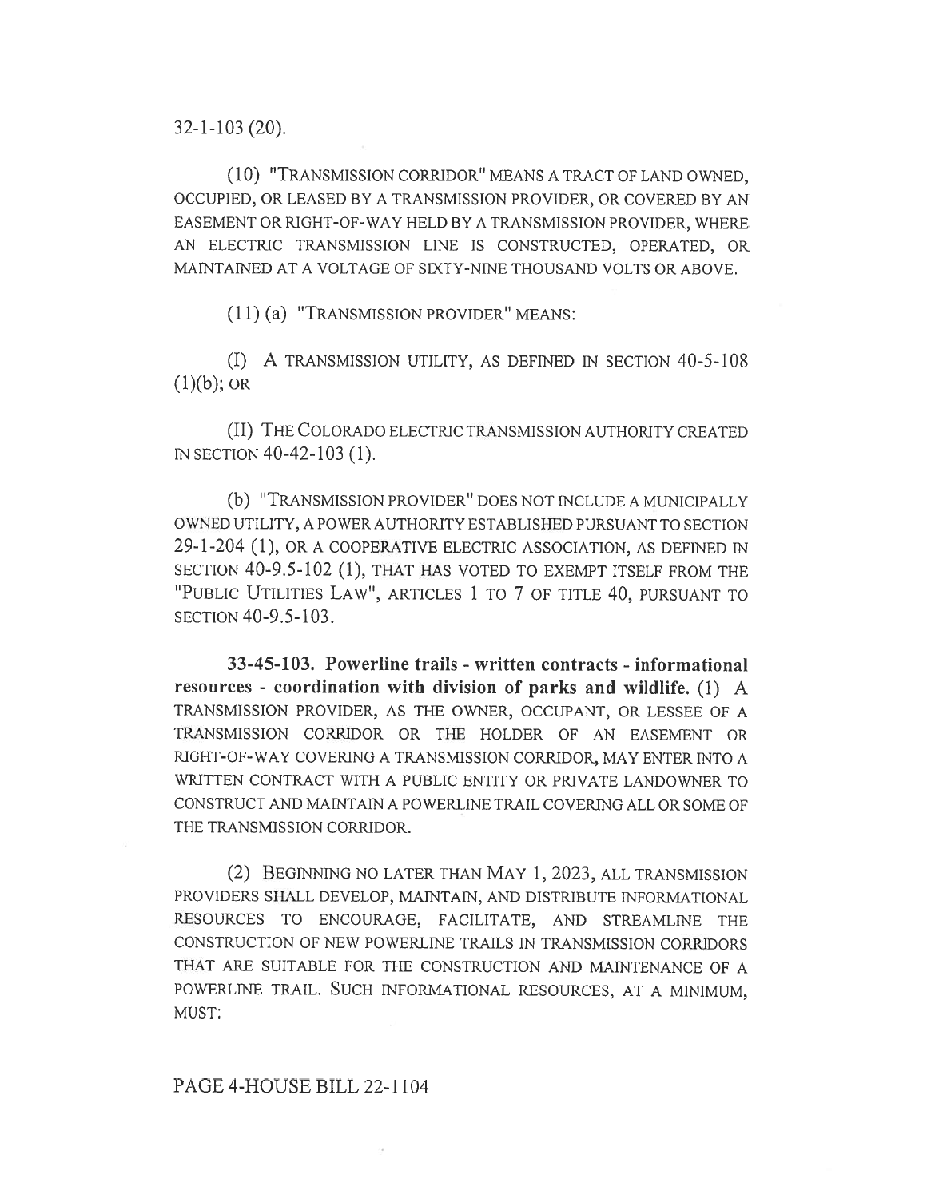32-1-103 (20).

(10) "TRANSMISSION CORRIDOR" MEANS A TRACT OF LAND OWNED, OCCUPIED, OR LEASED BY A TRANSMISSION PROVIDER, OR COVERED BY AN EASEMENT OR RIGHT-OF-WAY HELD BY A TRANSMISSION PROVIDER, WHERE AN ELECTRIC TRANSMISSION LINE IS CONSTRUCTED, OPERATED, OR MAINTAINED AT A VOLTAGE OF SIXTY-NINE THOUSAND VOLTS OR ABOVE.

(11) (a) "TRANSMISSION PROVIDER" MEANS:

(I) A TRANSMISSION UTILITY, AS DEFINED IN SECTION 40-5-108 (1)(b); OR

(II) THE COLORADO ELECTRIC TRANSMISSION AUTHORITY CREATED IN SECTION 40-42-103 (1).

(b) "TRANSMISSION PROVIDER" DOES NOT INCLUDE A MUNICIPALLY OWNED UTILITY, A POWER AUTHORITY ESTABLISHED PURSUANT TO SECTION 29-1-204 (1), OR A COOPERATIVE ELECTRIC ASSOCIATION, AS DEFINED IN SECTION 40-9.5-102 (1), THAT HAS VOTED TO EXEMPT ITSELF FROM THE "PUBLIC UTILITIES LAW", ARTICLES 1 TO 7 OF TITLE 40, PURSUANT TO SECTION 40-9.5-103.

**33-45-103. Powerline trails - written contracts - informational resources - coordination with division of parks and wildlife.** (1) A TRANSMISSION PROVIDER, AS THE OWNER, OCCUPANT, OR LESSEE OF A TRANSMISSION CORRIDOR OR THE HOLDER OF AN EASEMENT OR RIGHT-OF-WAY COVERING A TRANSMISSION CORRIDOR, MAY ENTER INTO A WRITTEN CONTRACT WITH A PUBLIC ENTITY OR PRIVATE LANDOWNER TO CONSTRUCT AND MAINTAIN A POWERLINE TRAIL COVERING ALL OR SOME OF THE TRANSMISSION CORRIDOR.

(2) BEGINNING NO LATER THAN MAY 1, 2023, ALL TRANSMISSION PROVIDERS SHALL DEVELOP, MAINTAIN, AND DISTRIBUTE INFORMATIONAL RESOURCES TO ENCOURAGE, FACILITATE, AND STREAMLINE THE CONSTRUCTION OF NEW POWERLINE TRAILS IN TRANSMISSION CORRIDORS THAT ARE SUITABLE FOR THE CONSTRUCTION AND MAINTENANCE OF A POWERLINE TRAIL. SUCH INFORMATIONAL RESOURCES, AT A MINIMUM, MUST: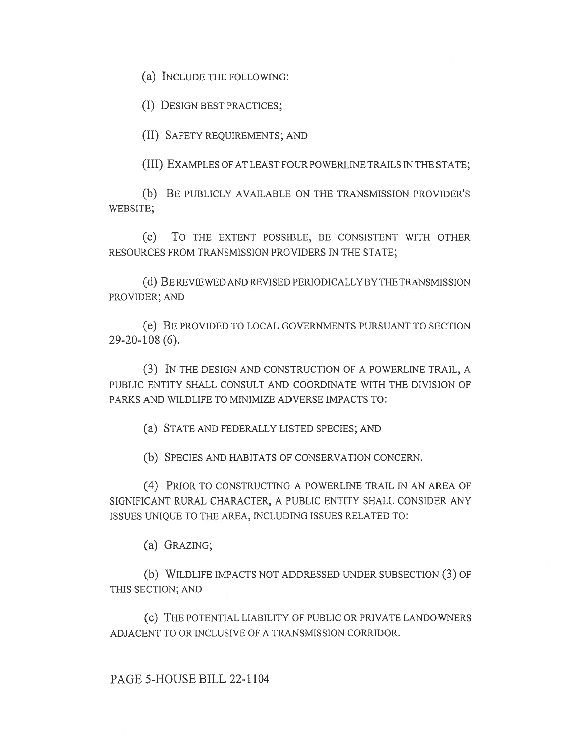(a) INCLUDE THE FOLLOWING:

(I) DESIGN BEST PRACTICES;

(II) SAFETY REQUIREMENTS; AND

(III) EXAMPLES OF AT LEAST FOUR POWERLINE TRAILS IN THE STATE;

(b) BE PUBLICLY AVAILABLE ON THE TRANSMISSION PROVIDER'S WEBSITE;

(c) TO THE EXTENT POSSIBLE, BE CONSISTENT WITH OTHER RESOURCES FROM TRANSMISSION PROVIDERS IN THE STATE;

(d) BE REVIEWED AND REVISED PERIODICALLY BY THE TRANSMISSION PROVIDER; AND

(e) BE PROVIDED TO LOCAL GOVERNMENTS PURSUANT TO SECTION 29-20-108 (6).

(3) IN THE DESIGN AND CONSTRUCTION OF A POWERLINE TRAIL, A PUBLIC ENTITY SHALL CONSULT AND COORDINATE WITH THE DIVISION OF PARKS AND WILDLIFE TO MINIMIZE ADVERSE IMPACTS TO:

(a) STATE AND FEDERALLY LISTED SPECIES; AND

(b) SPECIES AND HABITATS OF CONSERVATION CONCERN.

(4) PRIOR TO CONSTRUCTING A POWERLINE TRAIL IN AN AREA OF SIGNIFICANT RURAL CHARACTER, A PUBLIC ENTITY SHALL CONSIDER ANY ISSUES UNIQUE TO THE AREA, INCLUDING ISSUES RELATED TO:

(a) GRAZING;

(b) WILDLIFE IMPACTS NOT ADDRESSED UNDER SUBSECTION (3) OF THIS SECTION; AND

(c) THE POTENTIAL LIABILITY OF PUBLIC OR PRIVATE LANDOWNERS ADJACENT TO OR INCLUSIVE OF A TRANSMISSION CORRIDOR.

PAGE 5-HOUSE BILL 22-1104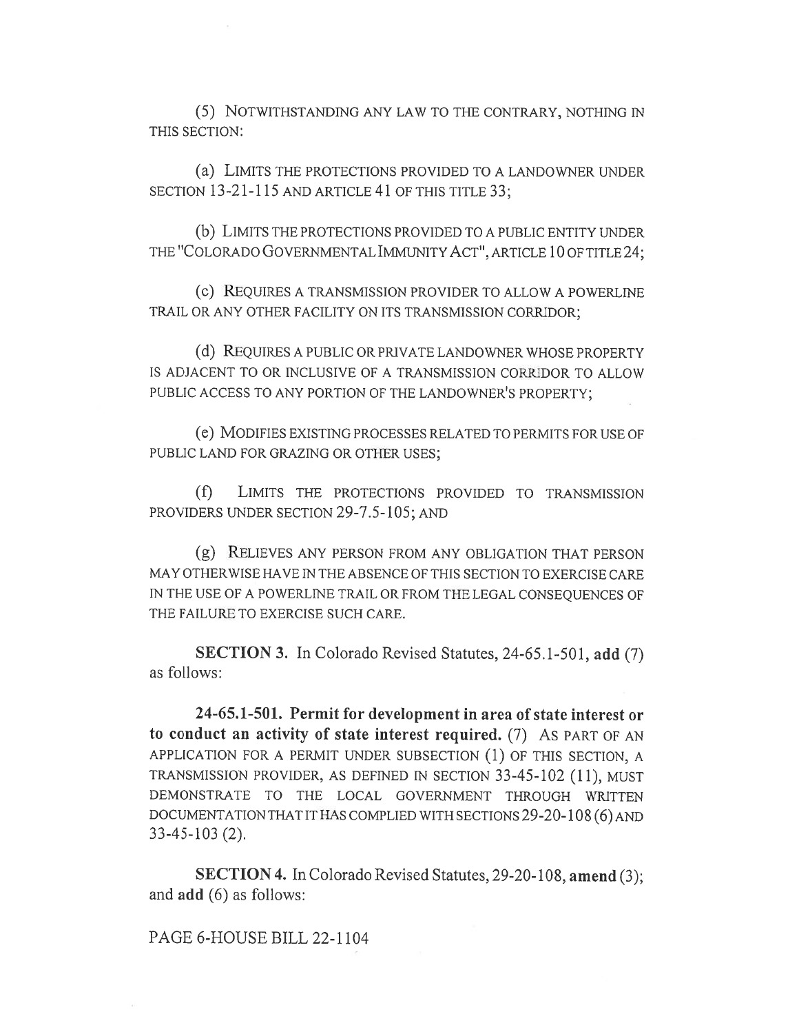(5) NOTWITHSTANDING ANY LAW TO THE CONTRARY, NOTHING IN THIS SECTION:

(a) LIMITS THE PROTECTIONS PROVIDED TO A LANDOWNER UNDER SECTION 13-21-115 AND ARTICLE 41 OF THIS TITLE 33;

(b) LIMITS THE PROTECTIONS PROVIDED TO A PUBLIC ENTITY UNDER THE "COLORADO GOVERNMENTAL IMMUNITY ACT", ARTICLE 10 OF TITLE 24;

(c) REQUIRES A TRANSMISSION PROVIDER TO ALLOW A POWERLINE TRAIL OR ANY OTHER FACILITY ON ITS TRANSMISSION CORRIDOR;

(d) REQUIRES A PUBLIC OR PRIVATE LANDOWNER WHOSE PROPERTY IS ADJACENT TO OR INCLUSIVE OF A TRANSMISSION CORRIDOR TO ALLOW PUBLIC ACCESS TO ANY PORTION OF THE LANDOWNER'S PROPERTY;

(e) MODIFIES EXISTING PROCESSES RELATED TO PERMITS FOR USE OF PUBLIC LAND FOR GRAZING OR OTHER USES;

(f) LIMITS THE PROTECTIONS PROVIDED TO TRANSMISSION PROVIDERS UNDER SECTION 29-7.5-105; AND

(g) RELIEVES ANY PERSON FROM ANY OBLIGATION THAT PERSON MAY OTHERWISE HAVE IN THE ABSENCE OF THIS SECTION TO EXERCISE CARE IN THE USE OF A POWERLINE TRAIL OR FROM THE LEGAL CONSEQUENCES OF THE FAILURE TO EXERCISE SUCH CARE.

**SECTION 3.** In Colorado Revised Statutes, 24-65.1-501, **add** (7) as follows:

**24-65.1-501. Permit for development in area of state interest or to conduct an activity of state interest required.** (7) AS PART OF AN APPLICATION FOR A PERMIT UNDER SUBSECTION (1) OF THIS SECTION, A TRANSMISSION PROVIDER, AS DEFINED IN SECTION 33-45-102 (11), MUST DEMONSTRATE TO THE LOCAL GOVERNMENT THROUGH WRITTEN DOCUMENTATION THAT IT HAS COMPLIED WITH SECTIONS 29-20-108 (6) AND 33-45-103 (2).

**SECTION 4.** In Colorado Revised Statutes, 29-20-108, **amend** (3); and **add** (6) as follows: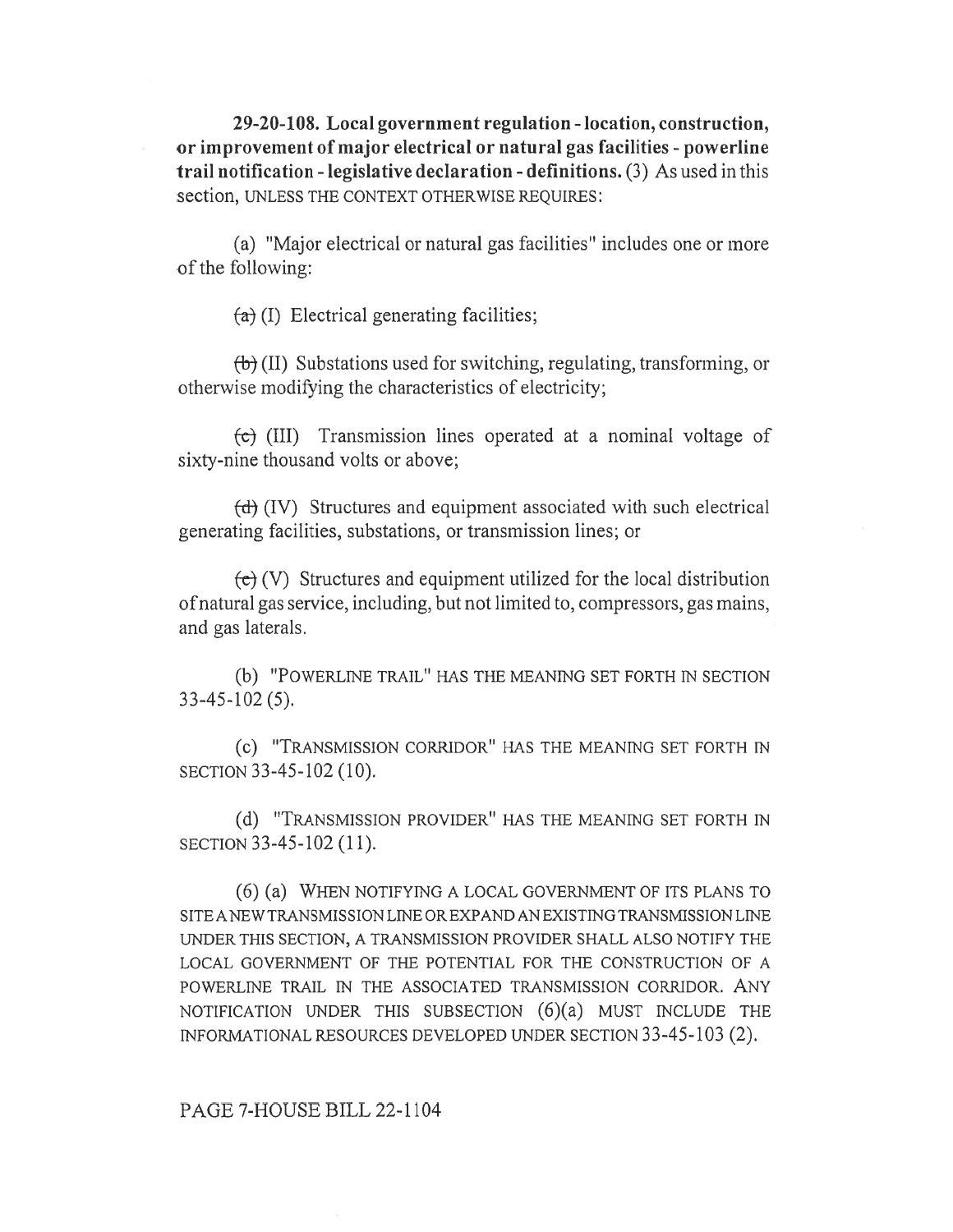**29-20-108. Local government regulation - location, construction, or improvement of major electrical or natural gas facilities - powerline trail notification - legislative declaration - definitions.** (3) As used in this section, UNLESS THE CONTEXT OTHERWISE REQUIRES:

(a) "Major electrical or natural gas facilities" includes one or more of the following:

~~(a)~~ (I) Electrical generating facilities;

~~(b)~~ (II) Substations used for switching, regulating, transforming, or otherwise modifying the characteristics of electricity;

~~(c)~~ (III) Transmission lines operated at a nominal voltage of sixty-nine thousand volts or above;

~~(d)~~ (IV) Structures and equipment associated with such electrical generating facilities, substations, or transmission lines; or

~~(e)~~ (V) Structures and equipment utilized for the local distribution of natural gas service, including, but not limited to, compressors, gas mains, and gas laterals.

(b) "POWERLINE TRAIL" HAS THE MEANING SET FORTH IN SECTION 33-45-102 (5).

(c) "TRANSMISSION CORRIDOR" HAS THE MEANING SET FORTH IN SECTION 33-45-102 (10).

(d) "TRANSMISSION PROVIDER" HAS THE MEANING SET FORTH IN SECTION 33-45-102 (11).

(6) (a) WHEN NOTIFYING A LOCAL GOVERNMENT OF ITS PLANS TO SITE A NEW TRANSMISSION LINE OR EXPAND AN EXISTING TRANSMISSION LINE UNDER THIS SECTION, A TRANSMISSION PROVIDER SHALL ALSO NOTIFY THE LOCAL GOVERNMENT OF THE POTENTIAL FOR THE CONSTRUCTION OF A POWERLINE TRAIL IN THE ASSOCIATED TRANSMISSION CORRIDOR. ANY NOTIFICATION UNDER THIS SUBSECTION (6)(a) MUST INCLUDE THE INFORMATIONAL RESOURCES DEVELOPED UNDER SECTION 33-45-103 (2).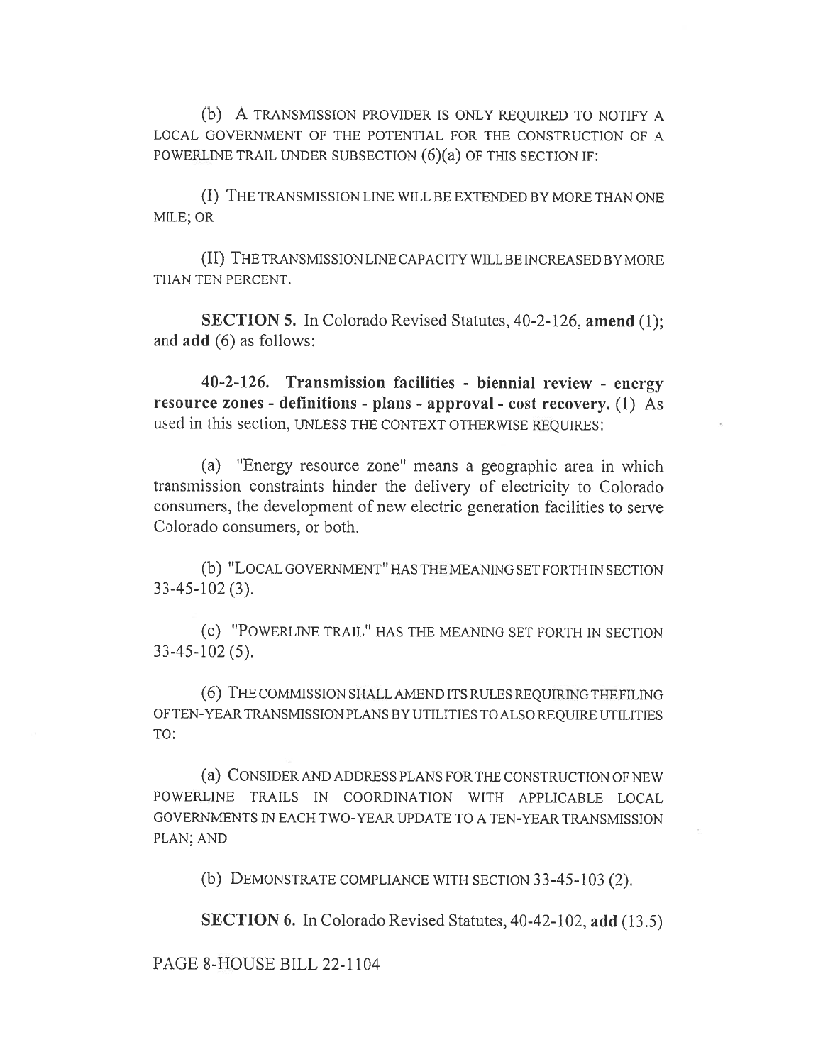(b) A TRANSMISSION PROVIDER IS ONLY REQUIRED TO NOTIFY A LOCAL GOVERNMENT OF THE POTENTIAL FOR THE CONSTRUCTION OF A POWERLINE TRAIL UNDER SUBSECTION (6)(a) OF THIS SECTION IF:

(I) THE TRANSMISSION LINE WILL BE EXTENDED BY MORE THAN ONE MILE; OR

(II) THE TRANSMISSION LINE CAPACITY WILL BE INCREASED BY MORE THAN TEN PERCENT.

**SECTION 5.** In Colorado Revised Statutes, 40-2-126, **amend** (1); and **add** (6) as follows:

**40-2-126. Transmission facilities - biennial review - energy resource zones - definitions - plans - approval - cost recovery.** (1) As used in this section, UNLESS THE CONTEXT OTHERWISE REQUIRES:

(a) "Energy resource zone" means a geographic area in which transmission constraints hinder the delivery of electricity to Colorado consumers, the development of new electric generation facilities to serve Colorado consumers, or both.

(b) "LOCAL GOVERNMENT" HAS THE MEANING SET FORTH IN SECTION 33-45-102 (3).

(c) "POWERLINE TRAIL" HAS THE MEANING SET FORTH IN SECTION 33-45-102 (5).

(6) THE COMMISSION SHALL AMEND ITS RULES REQUIRING THE FILING OF TEN-YEAR TRANSMISSION PLANS BY UTILITIES TO ALSO REQUIRE UTILITIES TO:

(a) CONSIDER AND ADDRESS PLANS FOR THE CONSTRUCTION OF NEW POWERLINE TRAILS IN COORDINATION WITH APPLICABLE LOCAL GOVERNMENTS IN EACH TWO-YEAR UPDATE TO A TEN-YEAR TRANSMISSION PLAN; AND

(b) DEMONSTRATE COMPLIANCE WITH SECTION 33-45-103 (2).

**SECTION 6.** In Colorado Revised Statutes, 40-42-102, **add** (13.5)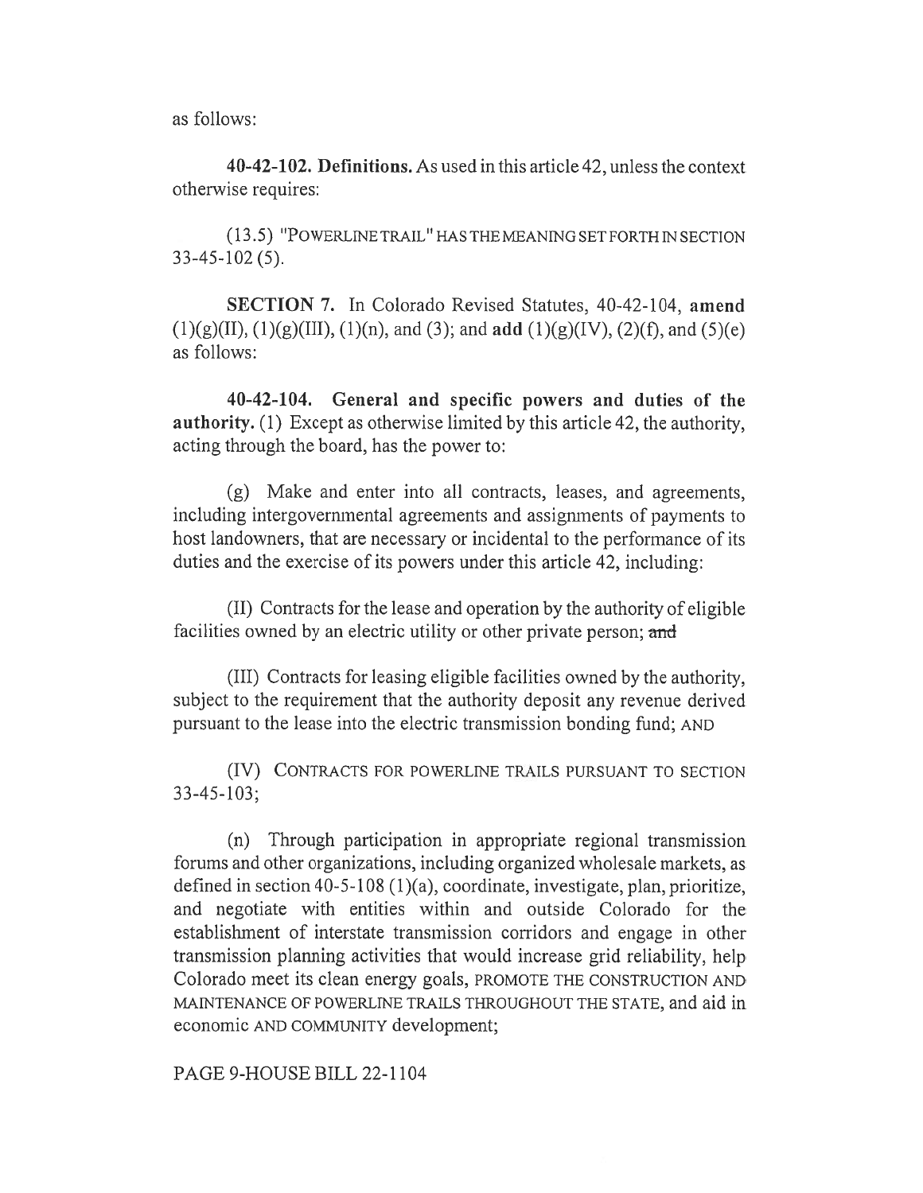as follows:

**40-42-102. Definitions.** As used in this article 42, unless the context otherwise requires:

(13.5) "POWERLINE TRAIL" HAS THE MEANING SET FORTH IN SECTION 33-45-102 (5).

**SECTION 7.** In Colorado Revised Statutes, 40-42-104, **amend** (1)(g)(II), (1)(g)(III), (1)(n), and (3); and **add** (1)(g)(IV), (2)(f), and (5)(e) as follows:

**40-42-104. General and specific powers and duties of the authority.** (1) Except as otherwise limited by this article 42, the authority, acting through the board, has the power to:

(g) Make and enter into all contracts, leases, and agreements, including intergovernmental agreements and assignments of payments to host landowners, that are necessary or incidental to the performance of its duties and the exercise of its powers under this article 42, including:

(II) Contracts for the lease and operation by the authority of eligible facilities owned by an electric utility or other private person; ~~and~~

(III) Contracts for leasing eligible facilities owned by the authority, subject to the requirement that the authority deposit any revenue derived pursuant to the lease into the electric transmission bonding fund; AND

(IV) CONTRACTS FOR POWERLINE TRAILS PURSUANT TO SECTION 33-45-103;

(n) Through participation in appropriate regional transmission forums and other organizations, including organized wholesale markets, as defined in section 40-5-108 (1)(a), coordinate, investigate, plan, prioritize, and negotiate with entities within and outside Colorado for the establishment of interstate transmission corridors and engage in other transmission planning activities that would increase grid reliability, help Colorado meet its clean energy goals, PROMOTE THE CONSTRUCTION AND MAINTENANCE OF POWERLINE TRAILS THROUGHOUT THE STATE, and aid in economic AND COMMUNITY development;

PAGE 9-HOUSE BILL 22-1104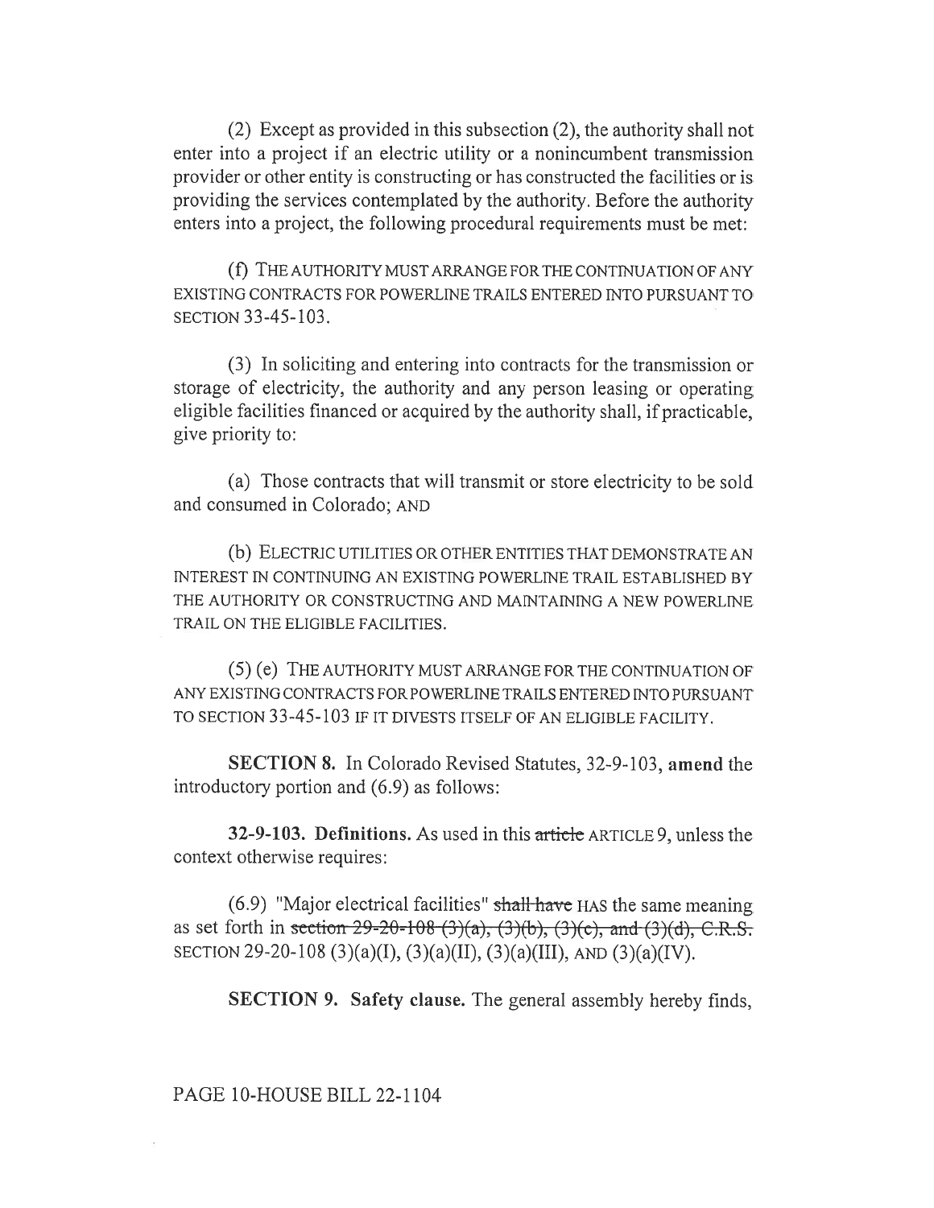(2) Except as provided in this subsection (2), the authority shall not enter into a project if an electric utility or a nonincumbent transmission provider or other entity is constructing or has constructed the facilities or is providing the services contemplated by the authority. Before the authority enters into a project, the following procedural requirements must be met:

(f) THE AUTHORITY MUST ARRANGE FOR THE CONTINUATION OF ANY EXISTING CONTRACTS FOR POWERLINE TRAILS ENTERED INTO PURSUANT TO SECTION 33-45-103.

(3) In soliciting and entering into contracts for the transmission or storage of electricity, the authority and any person leasing or operating eligible facilities financed or acquired by the authority shall, if practicable, give priority to:

(a) Those contracts that will transmit or store electricity to be sold and consumed in Colorado; AND

(b) ELECTRIC UTILITIES OR OTHER ENTITIES THAT DEMONSTRATE AN INTEREST IN CONTINUING AN EXISTING POWERLINE TRAIL ESTABLISHED BY THE AUTHORITY OR CONSTRUCTING AND MAINTAINING A NEW POWERLINE TRAIL ON THE ELIGIBLE FACILITIES.

(5) (e) THE AUTHORITY MUST ARRANGE FOR THE CONTINUATION OF ANY EXISTING CONTRACTS FOR POWERLINE TRAILS ENTERED INTO PURSUANT TO SECTION 33-45-103 IF IT DIVESTS ITSELF OF AN ELIGIBLE FACILITY.

**SECTION 8.** In Colorado Revised Statutes, 32-9-103, **amend** the introductory portion and (6.9) as follows:

**32-9-103. Definitions.** As used in this ~~article~~ ARTICLE 9, unless the context otherwise requires:

(6.9) "Major electrical facilities" ~~shall have~~ HAS the same meaning as set forth in ~~section 29-20-108 (3)(a), (3)(b), (3)(c), and (3)(d), C.R.S.~~ SECTION 29-20-108 (3)(a)(I), (3)(a)(II), (3)(a)(III), AND (3)(a)(IV).

**SECTION 9. Safety clause.** The general assembly hereby finds,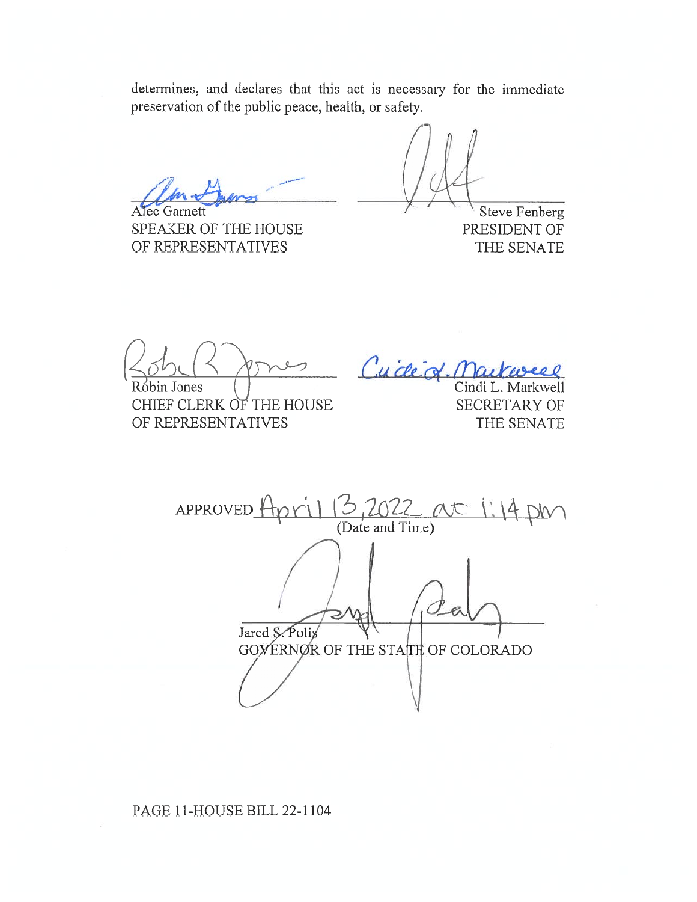determines, and declares that this act is necessary for the immediate preservation of the public peace, health, or safety.

Alec Garnett
SPEAKER OF THE HOUSE
OF REPRESENTATIVES

Steve Fenberg
PRESIDENT OF
THE SENATE

Robin Jones
CHIEF CLERK OF THE HOUSE
OF REPRESENTATIVES

Cindi L. Markwell
SECRETARY OF
THE SENATE

APPROVED April 13, 2022 at 1:14 pm
(Date and Time)

Jared S. Polis
GOVERNOR OF THE STATE OF COLORADO

PAGE 11-HOUSE BILL 22-1104